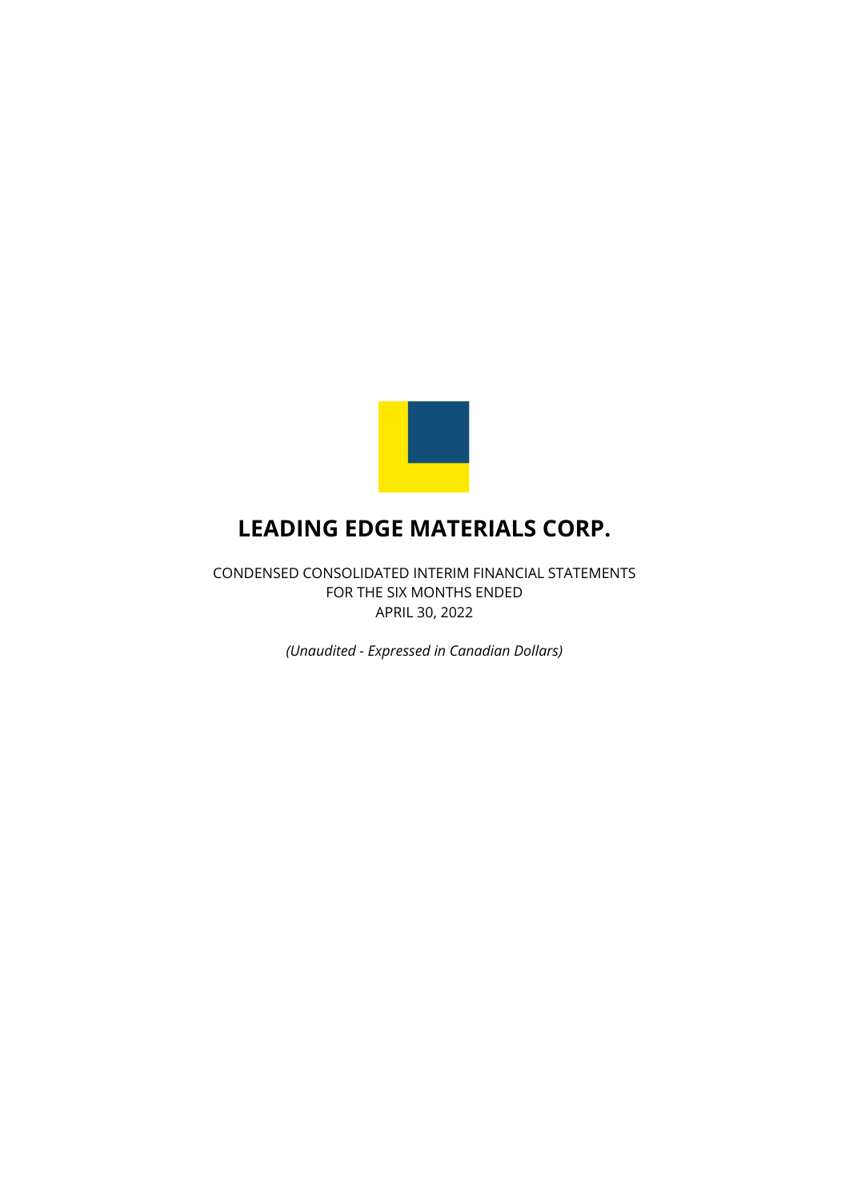# LEADING EDGE MATERIALS CORP.

CONDENSED CONSOLIDATED INTERIM FINANCIAL STATEMENTS
FOR THE SIX MONTHS ENDED
APRIL 30, 2022

*(Unaudited - Expressed in Canadian Dollars)*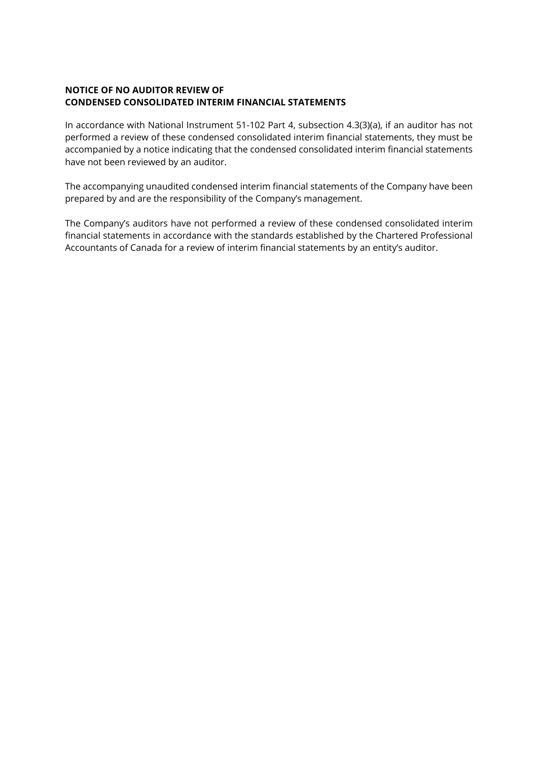**NOTICE OF NO AUDITOR REVIEW OF**
**CONDENSED CONSOLIDATED INTERIM FINANCIAL STATEMENTS**

In accordance with National Instrument 51-102 Part 4, subsection 4.3(3)(a), if an auditor has not performed a review of these condensed consolidated interim financial statements, they must be accompanied by a notice indicating that the condensed consolidated interim financial statements have not been reviewed by an auditor.

The accompanying unaudited condensed interim financial statements of the Company have been prepared by and are the responsibility of the Company's management.

The Company's auditors have not performed a review of these condensed consolidated interim financial statements in accordance with the standards established by the Chartered Professional Accountants of Canada for a review of interim financial statements by an entity's auditor.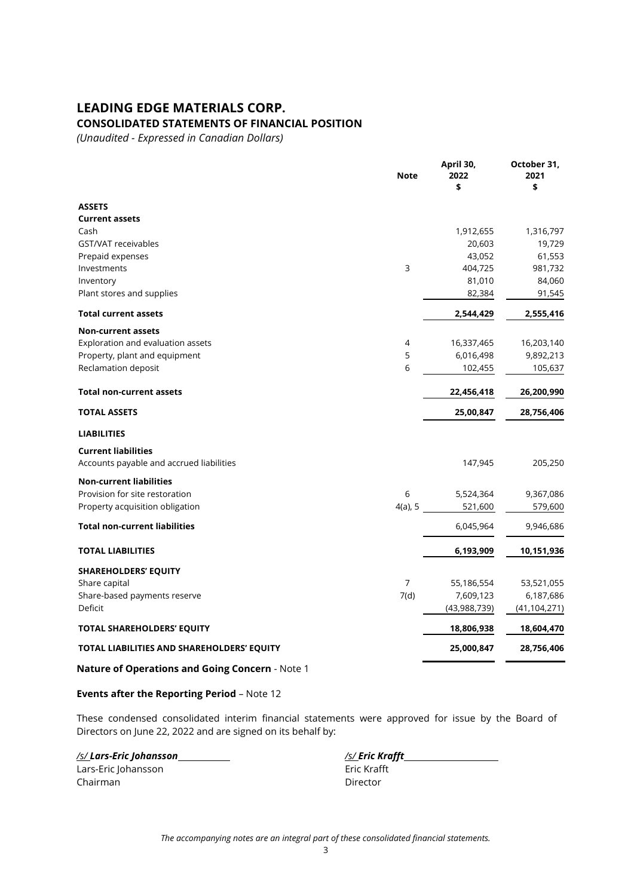# LEADING EDGE MATERIALS CORP.

## CONSOLIDATED STATEMENTS OF FINANCIAL POSITION

*(Unaudited - Expressed in Canadian Dollars)*

| | Note | April 30, 2022 $ | October 31, 2021 $ |
|---|---|---|---|
| **ASSETS** | | | |
| **Current assets** | | | |
| Cash | | 1,912,655 | 1,316,797 |
| GST/VAT receivables | | 20,603 | 19,729 |
| Prepaid expenses | | 43,052 | 61,553 |
| Investments | 3 | 404,725 | 981,732 |
| Inventory | | 81,010 | 84,060 |
| Plant stores and supplies | | 82,384 | 91,545 |
| **Total current assets** | | **2,544,429** | **2,555,416** |
| **Non-current assets** | | | |
| Exploration and evaluation assets | 4 | 16,337,465 | 16,203,140 |
| Property, plant and equipment | 5 | 6,016,498 | 9,892,213 |
| Reclamation deposit | 6 | 102,455 | 105,637 |
| **Total non-current assets** | | **22,456,418** | **26,200,990** |
| **TOTAL ASSETS** | | **25,00,847** | **28,756,406** |
| **LIABILITIES** | | | |
| **Current liabilities** | | | |
| Accounts payable and accrued liabilities | | 147,945 | 205,250 |
| **Non-current liabilities** | | | |
| Provision for site restoration | 6 | 5,524,364 | 9,367,086 |
| Property acquisition obligation | 4(a), 5 | 521,600 | 579,600 |
| **Total non-current liabilities** | | 6,045,964 | 9,946,686 |
| **TOTAL LIABILITIES** | | **6,193,909** | **10,151,936** |
| **SHAREHOLDERS' EQUITY** | | | |
| Share capital | 7 | 55,186,554 | 53,521,055 |
| Share-based payments reserve | 7(d) | 7,609,123 | 6,187,686 |
| Deficit | | (43,988,739) | (41,104,271) |
| **TOTAL SHAREHOLDERS' EQUITY** | | **18,806,938** | **18,604,470** |
| **TOTAL LIABILITIES AND SHAREHOLDERS' EQUITY** | | **25,000,847** | **28,756,406** |

**Nature of Operations and Going Concern** - Note 1

**Events after the Reporting Period** – Note 12

These condensed consolidated interim financial statements were approved for issue by the Board of Directors on June 22, 2022 and are signed on its behalf by:

*/s/ **Lars-Eric Johansson***
Lars-Eric Johansson
Chairman

*/s/ **Eric Krafft***
Eric Krafft
Director

*The accompanying notes are an integral part of these consolidated financial statements.*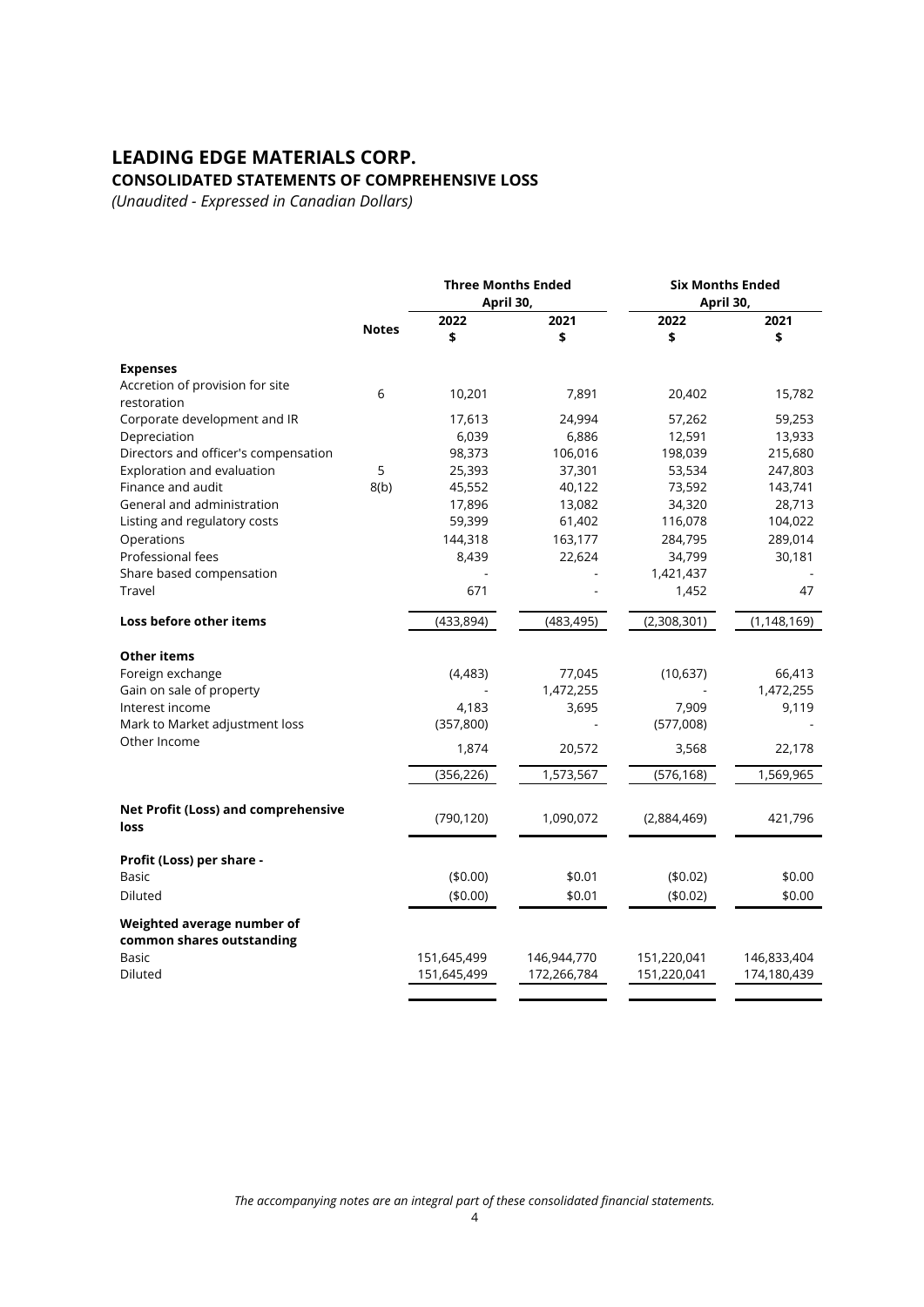# LEADING EDGE MATERIALS CORP.

## CONSOLIDATED STATEMENTS OF COMPREHENSIVE LOSS

*(Unaudited - Expressed in Canadian Dollars)*

| | Notes | Three Months Ended April 30, | | Six Months Ended April 30, | |
|---|---|---|---|---|---|
| | | 2022 | 2021 | 2022 | 2021 |
| | | $ | $ | $ | $ |
| **Expenses** | | | | | |
| Accretion of provision for site restoration | 6 | 10,201 | 7,891 | 20,402 | 15,782 |
| Corporate development and IR | | 17,613 | 24,994 | 57,262 | 59,253 |
| Depreciation | | 6,039 | 6,886 | 12,591 | 13,933 |
| Directors and officer's compensation | | 98,373 | 106,016 | 198,039 | 215,680 |
| Exploration and evaluation | 5 | 25,393 | 37,301 | 53,534 | 247,803 |
| Finance and audit | 8(b) | 45,552 | 40,122 | 73,592 | 143,741 |
| General and administration | | 17,896 | 13,082 | 34,320 | 28,713 |
| Listing and regulatory costs | | 59,399 | 61,402 | 116,078 | 104,022 |
| Operations | | 144,318 | 163,177 | 284,795 | 289,014 |
| Professional fees | | 8,439 | 22,624 | 34,799 | 30,181 |
| Share based compensation | | - | - | 1,421,437 | - |
| Travel | | 671 | - | 1,452 | 47 |
| **Loss before other items** | | (433,894) | (483,495) | (2,308,301) | (1,148,169) |
| **Other items** | | | | | |
| Foreign exchange | | (4,483) | 77,045 | (10,637) | 66,413 |
| Gain on sale of property | | - | 1,472,255 | - | 1,472,255 |
| Interest income | | 4,183 | 3,695 | 7,909 | 9,119 |
| Mark to Market adjustment loss | | (357,800) | - | (577,008) | - |
| Other Income | | 1,874 | 20,572 | 3,568 | 22,178 |
| | | (356,226) | 1,573,567 | (576,168) | 1,569,965 |
| **Net Profit (Loss) and comprehensive loss** | | (790,120) | 1,090,072 | (2,884,469) | 421,796 |
| **Profit (Loss) per share -** | | | | | |
| Basic | | ($0.00) | $0.01 | ($0.02) | $0.00 |
| Diluted | | ($0.00) | $0.01 | ($0.02) | $0.00 |
| **Weighted average number of common shares outstanding** | | | | | |
| Basic | | 151,645,499 | 146,944,770 | 151,220,041 | 146,833,404 |
| Diluted | | 151,645,499 | 172,266,784 | 151,220,041 | 174,180,439 |

*The accompanying notes are an integral part of these consolidated financial statements.*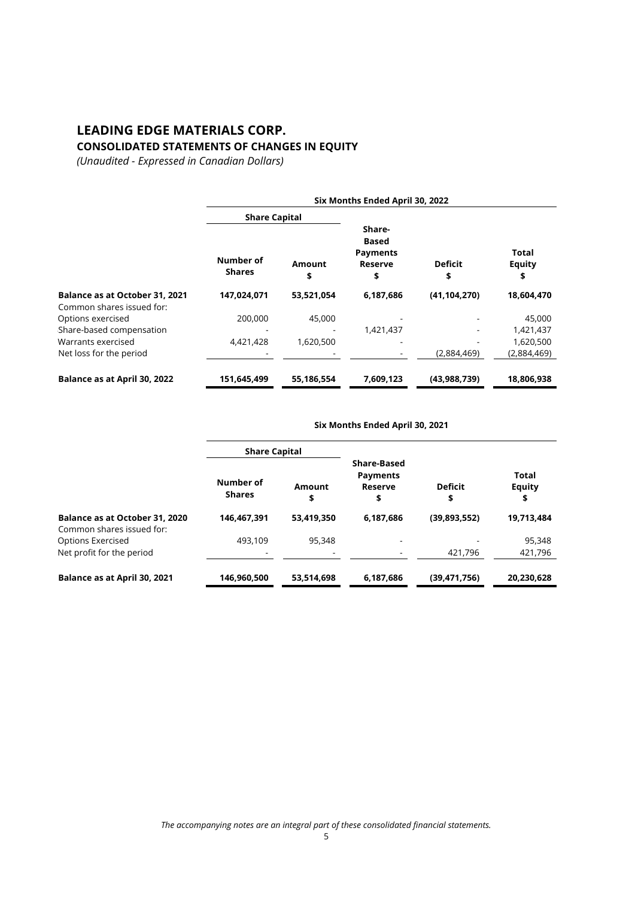# LEADING EDGE MATERIALS CORP.

## CONSOLIDATED STATEMENTS OF CHANGES IN EQUITY

*(Unaudited - Expressed in Canadian Dollars)*

| | Six Months Ended April 30, 2022 | | | | |
|---|---|---|---|---|---|
| | Share Capital | | | | |
| | Number of Shares | Amount $ | Share-Based Payments Reserve $ | Deficit $ | Total Equity $ |
| **Balance as at October 31, 2021** | **147,024,071** | **53,521,054** | **6,187,686** | **(41,104,270)** | **18,604,470** |
| Common shares issued for: | | | | | |
| Options exercised | 200,000 | 45,000 | - | - | 45,000 |
| Share-based compensation | - | - | 1,421,437 | - | 1,421,437 |
| Warrants exercised | 4,421,428 | 1,620,500 | - | - | 1,620,500 |
| Net loss for the period | - | - | - | (2,884,469) | (2,884,469) |
| **Balance as at April 30, 2022** | **151,645,499** | **55,186,554** | **7,609,123** | **(43,988,739)** | **18,806,938** |

| | Six Months Ended April 30, 2021 | | | | |
|---|---|---|---|---|---|
| | Share Capital | | | | |
| | Number of Shares | Amount $ | Share-Based Payments Reserve $ | Deficit $ | Total Equity $ |
| **Balance as at October 31, 2020** | **146,467,391** | **53,419,350** | **6,187,686** | **(39,893,552)** | **19,713,484** |
| Common shares issued for: | | | | | |
| Options Exercised | 493,109 | 95,348 | - | - | 95,348 |
| Net profit for the period | - | - | - | 421,796 | 421,796 |
| **Balance as at April 30, 2021** | **146,960,500** | **53,514,698** | **6,187,686** | **(39,471,756)** | **20,230,628** |

*The accompanying notes are an integral part of these consolidated financial statements.*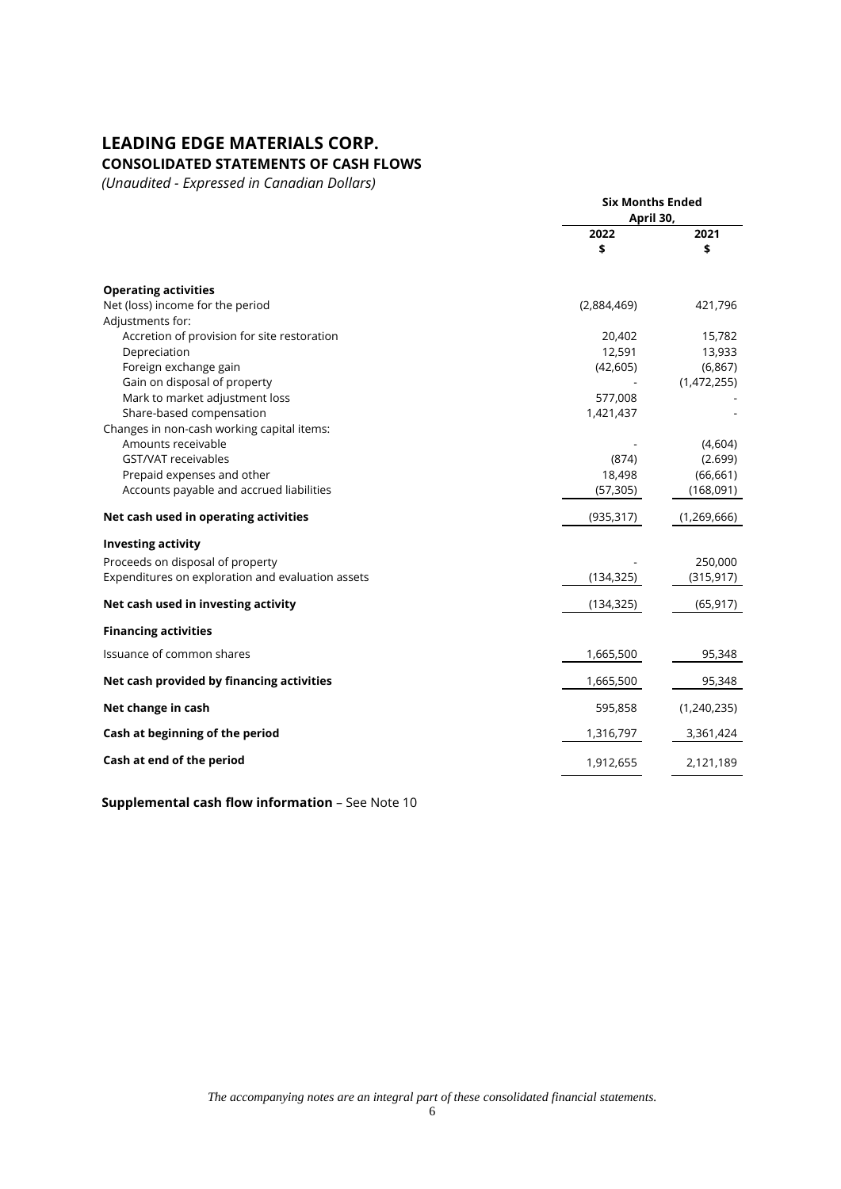# LEADING EDGE MATERIALS CORP.

## CONSOLIDATED STATEMENTS OF CASH FLOWS

*(Unaudited - Expressed in Canadian Dollars)*

| | Six Months Ended April 30, | |
|---|---|---|
| | 2022 | 2021 |
| | $ | $ |
| **Operating activities** | | |
| Net (loss) income for the period | (2,884,469) | 421,796 |
| Adjustments for: | | |
| Accretion of provision for site restoration | 20,402 | 15,782 |
| Depreciation | 12,591 | 13,933 |
| Foreign exchange gain | (42,605) | (6,867) |
| Gain on disposal of property | - | (1,472,255) |
| Mark to market adjustment loss | 577,008 | - |
| Share-based compensation | 1,421,437 | - |
| Changes in non-cash working capital items: | | |
| Amounts receivable | - | (4,604) |
| GST/VAT receivables | (874) | (2.699) |
| Prepaid expenses and other | 18,498 | (66,661) |
| Accounts payable and accrued liabilities | (57,305) | (168,091) |
| **Net cash used in operating activities** | (935,317) | (1,269,666) |
| **Investing activity** | | |
| Proceeds on disposal of property | - | 250,000 |
| Expenditures on exploration and evaluation assets | (134,325) | (315,917) |
| **Net cash used in investing activity** | (134,325) | (65,917) |
| **Financing activities** | | |
| Issuance of common shares | 1,665,500 | 95,348 |
| **Net cash provided by financing activities** | 1,665,500 | 95,348 |
| **Net change in cash** | 595,858 | (1,240,235) |
| **Cash at beginning of the period** | 1,316,797 | 3,361,424 |
| **Cash at end of the period** | 1,912,655 | 2,121,189 |

**Supplemental cash flow information** – See Note 10

*The accompanying notes are an integral part of these consolidated financial statements.*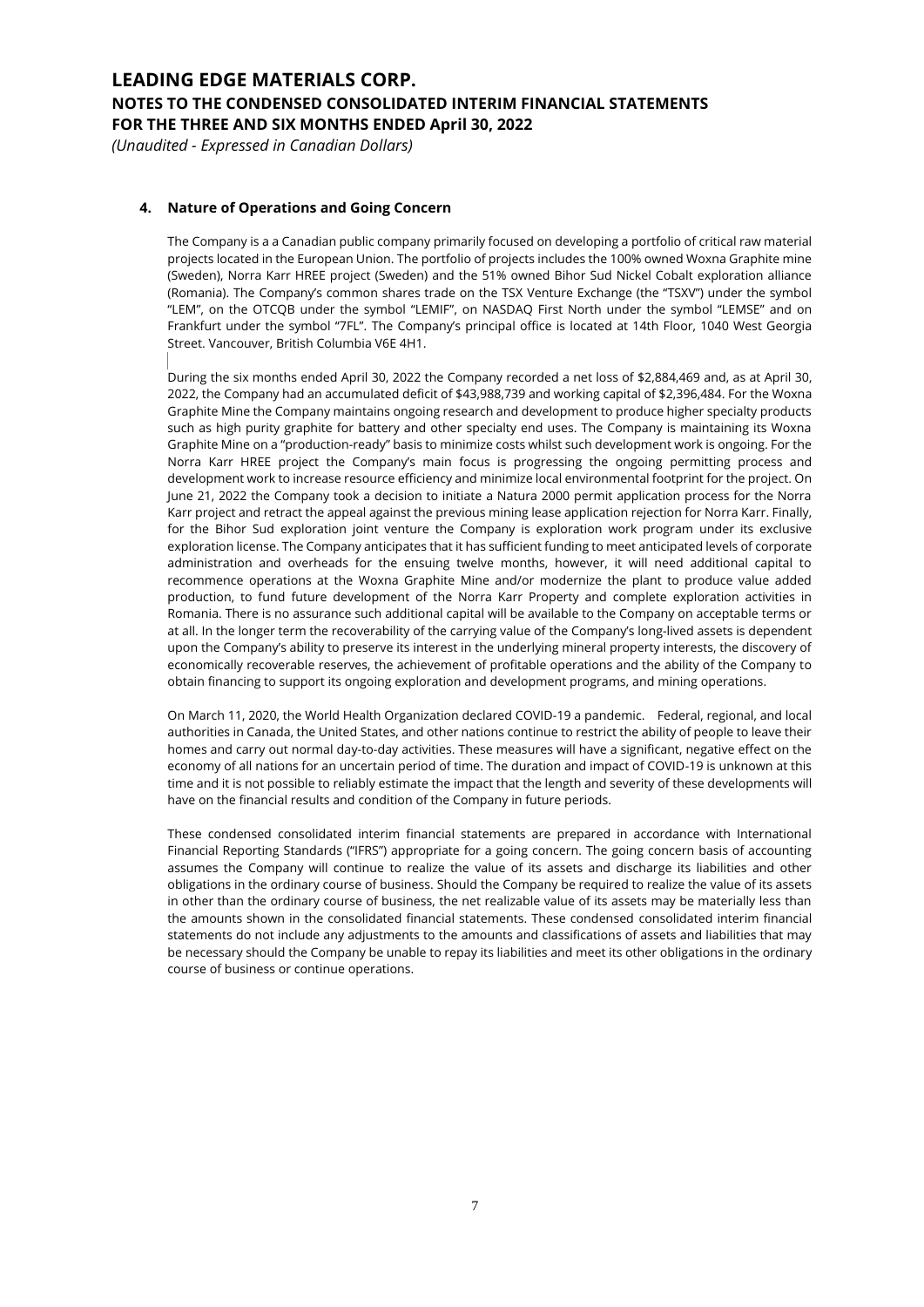### 4. Nature of Operations and Going Concern

The Company is a a Canadian public company primarily focused on developing a portfolio of critical raw material projects located in the European Union. The portfolio of projects includes the 100% owned Woxna Graphite mine (Sweden), Norra Karr HREE project (Sweden) and the 51% owned Bihor Sud Nickel Cobalt exploration alliance (Romania). The Company's common shares trade on the TSX Venture Exchange (the "TSXV") under the symbol "LEM", on the OTCQB under the symbol "LEMIF", on NASDAQ First North under the symbol "LEMSE" and on Frankfurt under the symbol "7FL". The Company's principal office is located at 14th Floor, 1040 West Georgia Street. Vancouver, British Columbia V6E 4H1.

During the six months ended April 30, 2022 the Company recorded a net loss of $2,884,469 and, as at April 30, 2022, the Company had an accumulated deficit of $43,988,739 and working capital of $2,396,484. For the Woxna Graphite Mine the Company maintains ongoing research and development to produce higher specialty products such as high purity graphite for battery and other specialty end uses. The Company is maintaining its Woxna Graphite Mine on a "production-ready" basis to minimize costs whilst such development work is ongoing. For the Norra Karr HREE project the Company's main focus is progressing the ongoing permitting process and development work to increase resource efficiency and minimize local environmental footprint for the project. On June 21, 2022 the Company took a decision to initiate a Natura 2000 permit application process for the Norra Karr project and retract the appeal against the previous mining lease application rejection for Norra Karr. Finally, for the Bihor Sud exploration joint venture the Company is exploration work program under its exclusive exploration license. The Company anticipates that it has sufficient funding to meet anticipated levels of corporate administration and overheads for the ensuing twelve months, however, it will need additional capital to recommence operations at the Woxna Graphite Mine and/or modernize the plant to produce value added production, to fund future development of the Norra Karr Property and complete exploration activities in Romania. There is no assurance such additional capital will be available to the Company on acceptable terms or at all. In the longer term the recoverability of the carrying value of the Company's long-lived assets is dependent upon the Company's ability to preserve its interest in the underlying mineral property interests, the discovery of economically recoverable reserves, the achievement of profitable operations and the ability of the Company to obtain financing to support its ongoing exploration and development programs, and mining operations.

On March 11, 2020, the World Health Organization declared COVID-19 a pandemic. Federal, regional, and local authorities in Canada, the United States, and other nations continue to restrict the ability of people to leave their homes and carry out normal day-to-day activities. These measures will have a significant, negative effect on the economy of all nations for an uncertain period of time. The duration and impact of COVID-19 is unknown at this time and it is not possible to reliably estimate the impact that the length and severity of these developments will have on the financial results and condition of the Company in future periods.

These condensed consolidated interim financial statements are prepared in accordance with International Financial Reporting Standards ("IFRS") appropriate for a going concern. The going concern basis of accounting assumes the Company will continue to realize the value of its assets and discharge its liabilities and other obligations in the ordinary course of business. Should the Company be required to realize the value of its assets in other than the ordinary course of business, the net realizable value of its assets may be materially less than the amounts shown in the consolidated financial statements. These condensed consolidated interim financial statements do not include any adjustments to the amounts and classifications of assets and liabilities that may be necessary should the Company be unable to repay its liabilities and meet its other obligations in the ordinary course of business or continue operations.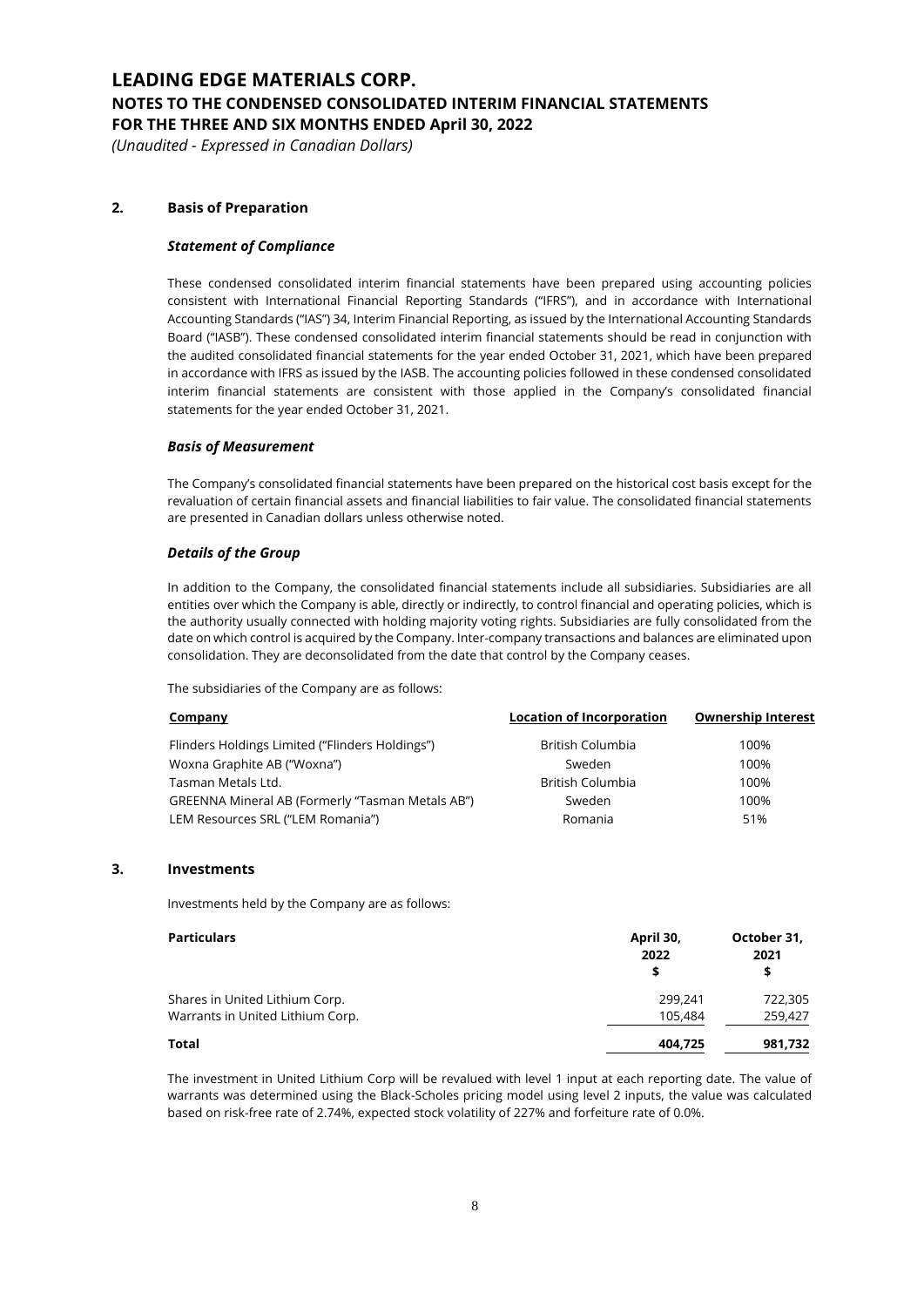## 2. Basis of Preparation

### *Statement of Compliance*

These condensed consolidated interim financial statements have been prepared using accounting policies consistent with International Financial Reporting Standards ("IFRS"), and in accordance with International Accounting Standards ("IAS") 34, Interim Financial Reporting, as issued by the International Accounting Standards Board ("IASB"). These condensed consolidated interim financial statements should be read in conjunction with the audited consolidated financial statements for the year ended October 31, 2021, which have been prepared in accordance with IFRS as issued by the IASB. The accounting policies followed in these condensed consolidated interim financial statements are consistent with those applied in the Company's consolidated financial statements for the year ended October 31, 2021.

### *Basis of Measurement*

The Company's consolidated financial statements have been prepared on the historical cost basis except for the revaluation of certain financial assets and financial liabilities to fair value. The consolidated financial statements are presented in Canadian dollars unless otherwise noted.

### *Details of the Group*

In addition to the Company, the consolidated financial statements include all subsidiaries. Subsidiaries are all entities over which the Company is able, directly or indirectly, to control financial and operating policies, which is the authority usually connected with holding majority voting rights. Subsidiaries are fully consolidated from the date on which control is acquired by the Company. Inter-company transactions and balances are eliminated upon consolidation. They are deconsolidated from the date that control by the Company ceases.

The subsidiaries of the Company are as follows:

| Company | Location of Incorporation | Ownership Interest |
|---|---|---|
| Flinders Holdings Limited ("Flinders Holdings") | British Columbia | 100% |
| Woxna Graphite AB ("Woxna") | Sweden | 100% |
| Tasman Metals Ltd. | British Columbia | 100% |
| GREENNA Mineral AB (Formerly "Tasman Metals AB") | Sweden | 100% |
| LEM Resources SRL ("LEM Romania") | Romania | 51% |

## 3. Investments

Investments held by the Company are as follows:

| Particulars | April 30, 2022 $ | October 31, 2021 $ |
|---|---|---|
| Shares in United Lithium Corp. | 299,241 | 722,305 |
| Warrants in United Lithium Corp. | 105,484 | 259,427 |
| **Total** | **404,725** | **981,732** |

The investment in United Lithium Corp will be revalued with level 1 input at each reporting date. The value of warrants was determined using the Black-Scholes pricing model using level 2 inputs, the value was calculated based on risk-free rate of 2.74%, expected stock volatility of 227% and forfeiture rate of 0.0%.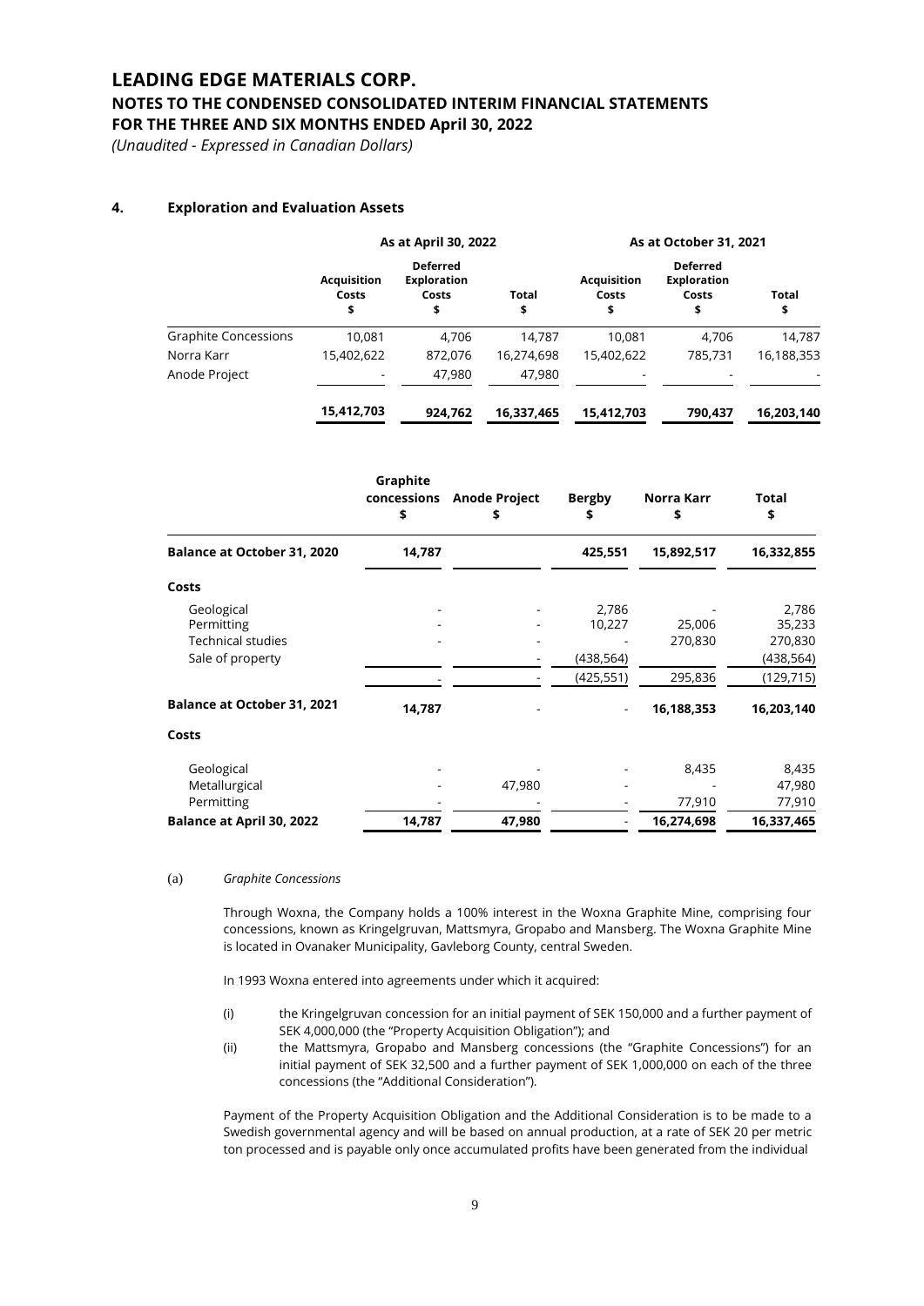## 4. Exploration and Evaluation Assets

| | As at April 30, 2022 | | | As at October 31, 2021 | | |
|---|---|---|---|---|---|---|
| | Acquisition Costs $ | Deferred Exploration Costs $ | Total $ | Acquisition Costs $ | Deferred Exploration Costs $ | Total $ |
| Graphite Concessions | 10,081 | 4,706 | 14,787 | 10,081 | 4,706 | 14,787 |
| Norra Karr | 15,402,622 | 872,076 | 16,274,698 | 15,402,622 | 785,731 | 16,188,353 |
| Anode Project | - | 47,980 | 47,980 | - | - | - |
| | **15,412,703** | **924,762** | **16,337,465** | **15,412,703** | **790,437** | **16,203,140** |

| | Graphite concessions $ | Anode Project $ | Bergby $ | Norra Karr $ | Total $ |
|---|---|---|---|---|---|
| **Balance at October 31, 2020** | **14,787** | | **425,551** | **15,892,517** | **16,332,855** |
| **Costs** | | | | | |
| Geological | - | - | 2,786 | - | 2,786 |
| Permitting | - | - | 10,227 | 25,006 | 35,233 |
| Technical studies | - | - | - | 270,830 | 270,830 |
| Sale of property | | - | (438,564) | | (438,564) |
| | - | - | (425,551) | 295,836 | (129,715) |
| **Balance at October 31, 2021** | **14,787** | - | - | **16,188,353** | **16,203,140** |
| **Costs** | | | | | |
| Geological | - | - | - | 8,435 | 8,435 |
| Metallurgical | - | 47,980 | - | - | 47,980 |
| Permitting | - | - | - | 77,910 | 77,910 |
| **Balance at April 30, 2022** | **14,787** | **47,980** | - | **16,274,698** | **16,337,465** |

(a) *Graphite Concessions*

Through Woxna, the Company holds a 100% interest in the Woxna Graphite Mine, comprising four concessions, known as Kringelgruvan, Mattsmyra, Gropabo and Mansberg. The Woxna Graphite Mine is located in Ovanaker Municipality, Gavleborg County, central Sweden.

In 1993 Woxna entered into agreements under which it acquired:

(i) the Kringelgruvan concession for an initial payment of SEK 150,000 and a further payment of SEK 4,000,000 (the "Property Acquisition Obligation"); and

(ii) the Mattsmyra, Gropabo and Mansberg concessions (the "Graphite Concessions") for an initial payment of SEK 32,500 and a further payment of SEK 1,000,000 on each of the three concessions (the "Additional Consideration").

Payment of the Property Acquisition Obligation and the Additional Consideration is to be made to a Swedish governmental agency and will be based on annual production, at a rate of SEK 20 per metric ton processed and is payable only once accumulated profits have been generated from the individual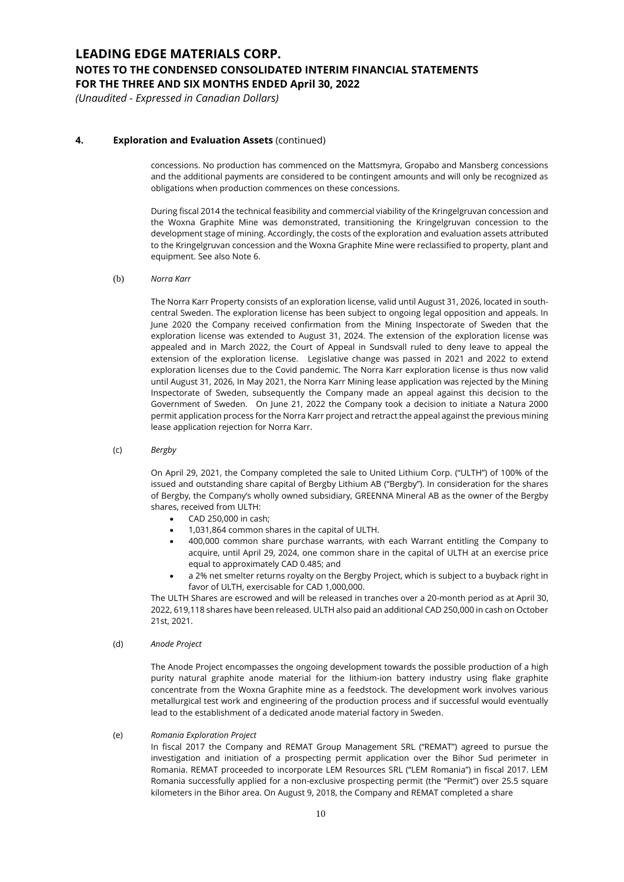## 4. Exploration and Evaluation Assets (continued)

concessions. No production has commenced on the Mattsmyra, Gropabo and Mansberg concessions and the additional payments are considered to be contingent amounts and will only be recognized as obligations when production commences on these concessions.

During fiscal 2014 the technical feasibility and commercial viability of the Kringelgruvan concession and the Woxna Graphite Mine was demonstrated, transitioning the Kringelgruvan concession to the development stage of mining. Accordingly, the costs of the exploration and evaluation assets attributed to the Kringelgruvan concession and the Woxna Graphite Mine were reclassified to property, plant and equipment. See also Note 6.

(b) *Norra Karr*

The Norra Karr Property consists of an exploration license, valid until August 31, 2026, located in south-central Sweden. The exploration license has been subject to ongoing legal opposition and appeals. In June 2020 the Company received confirmation from the Mining Inspectorate of Sweden that the exploration license was extended to August 31, 2024. The extension of the exploration license was appealed and in March 2022, the Court of Appeal in Sundsvall ruled to deny leave to appeal the extension of the exploration license. Legislative change was passed in 2021 and 2022 to extend exploration licenses due to the Covid pandemic. The Norra Karr exploration license is thus now valid until August 31, 2026, In May 2021, the Norra Karr Mining lease application was rejected by the Mining Inspectorate of Sweden, subsequently the Company made an appeal against this decision to the Government of Sweden. On June 21, 2022 the Company took a decision to initiate a Natura 2000 permit application process for the Norra Karr project and retract the appeal against the previous mining lease application rejection for Norra Karr.

(c) *Bergby*

On April 29, 2021, the Company completed the sale to United Lithium Corp. ("ULTH") of 100% of the issued and outstanding share capital of Bergby Lithium AB ("Bergby"). In consideration for the shares of Bergby, the Company's wholly owned subsidiary, GREENNA Mineral AB as the owner of the Bergby shares, received from ULTH:

- CAD 250,000 in cash;
- 1,031,864 common shares in the capital of ULTH.
- 400,000 common share purchase warrants, with each Warrant entitling the Company to acquire, until April 29, 2024, one common share in the capital of ULTH at an exercise price equal to approximately CAD 0.485; and
- a 2% net smelter returns royalty on the Bergby Project, which is subject to a buyback right in favor of ULTH, exercisable for CAD 1,000,000.

The ULTH Shares are escrowed and will be released in tranches over a 20-month period as at April 30, 2022, 619,118 shares have been released. ULTH also paid an additional CAD 250,000 in cash on October 21st, 2021.

(d) *Anode Project*

The Anode Project encompasses the ongoing development towards the possible production of a high purity natural graphite anode material for the lithium-ion battery industry using flake graphite concentrate from the Woxna Graphite mine as a feedstock. The development work involves various metallurgical test work and engineering of the production process and if successful would eventually lead to the establishment of a dedicated anode material factory in Sweden.

(e) *Romania Exploration Project*

In fiscal 2017 the Company and REMAT Group Management SRL ("REMAT") agreed to pursue the investigation and initiation of a prospecting permit application over the Bihor Sud perimeter in Romania. REMAT proceeded to incorporate LEM Resources SRL ("LEM Romania") in fiscal 2017. LEM Romania successfully applied for a non-exclusive prospecting permit (the "Permit") over 25.5 square kilometers in the Bihor area. On August 9, 2018, the Company and REMAT completed a share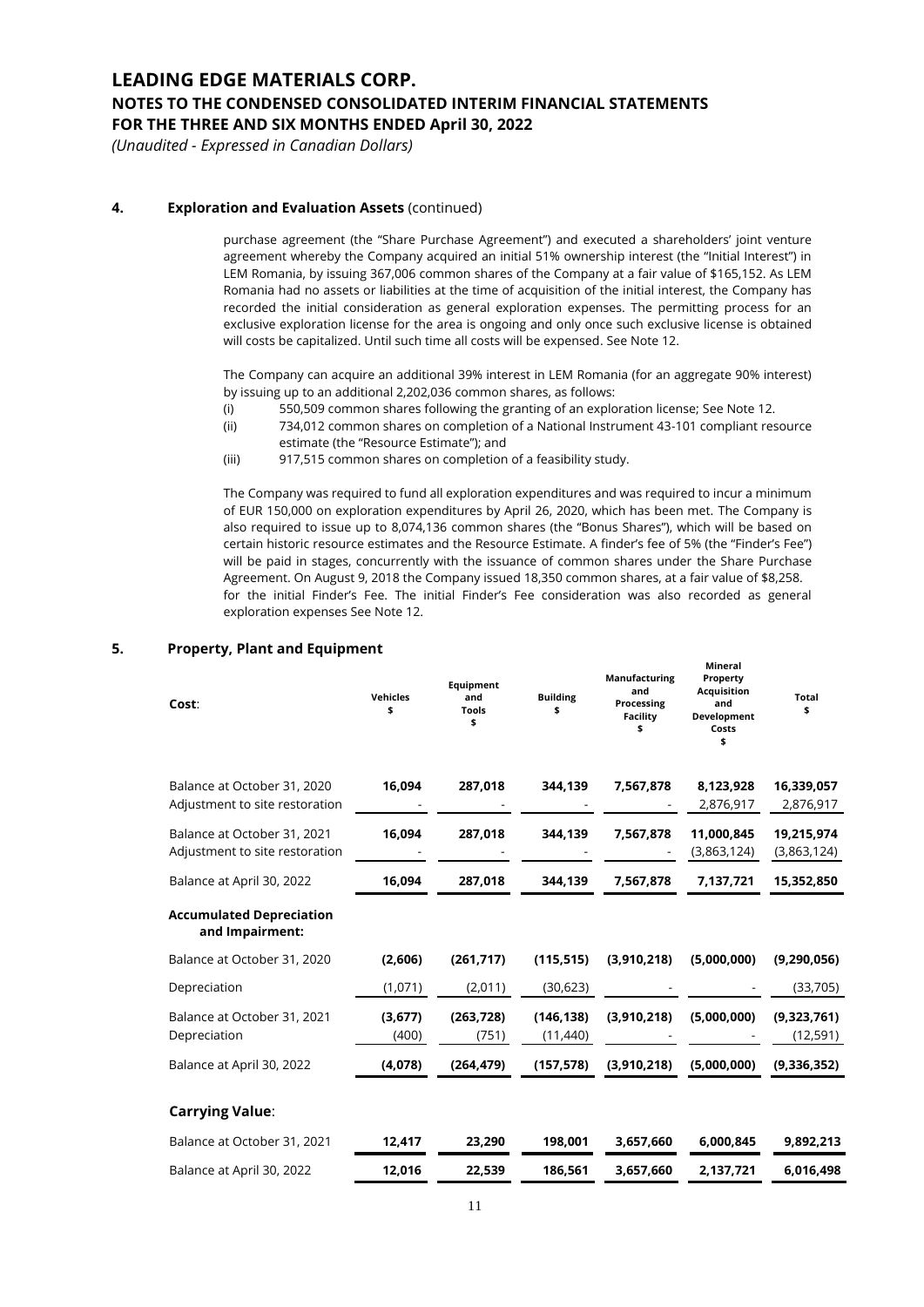## 4. Exploration and Evaluation Assets (continued)

purchase agreement (the "Share Purchase Agreement") and executed a shareholders' joint venture agreement whereby the Company acquired an initial 51% ownership interest (the "Initial Interest") in LEM Romania, by issuing 367,006 common shares of the Company at a fair value of $165,152. As LEM Romania had no assets or liabilities at the time of acquisition of the initial interest, the Company has recorded the initial consideration as general exploration expenses. The permitting process for an exclusive exploration license for the area is ongoing and only once such exclusive license is obtained will costs be capitalized. Until such time all costs will be expensed. See Note 12.

The Company can acquire an additional 39% interest in LEM Romania (for an aggregate 90% interest) by issuing up to an additional 2,202,036 common shares, as follows:

(i) 550,509 common shares following the granting of an exploration license; See Note 12.
(ii) 734,012 common shares on completion of a National Instrument 43-101 compliant resource estimate (the "Resource Estimate"); and
(iii) 917,515 common shares on completion of a feasibility study.

The Company was required to fund all exploration expenditures and was required to incur a minimum of EUR 150,000 on exploration expenditures by April 26, 2020, which has been met. The Company is also required to issue up to 8,074,136 common shares (the "Bonus Shares"), which will be based on certain historic resource estimates and the Resource Estimate. A finder's fee of 5% (the "Finder's Fee") will be paid in stages, concurrently with the issuance of common shares under the Share Purchase Agreement. On August 9, 2018 the Company issued 18,350 common shares, at a fair value of $8,258. for the initial Finder's Fee. The initial Finder's Fee consideration was also recorded as general exploration expenses See Note 12.

## 5. Property, Plant and Equipment

| **Cost**: | **Vehicles $** | **Equipment and Tools $** | **Building $** | **Manufacturing and Processing Facility $** | **Mineral Property Acquisition and Development Costs $** | **Total $** |
|---|---|---|---|---|---|---|
| Balance at October 31, 2020 | **16,094** | **287,018** | **344,139** | **7,567,878** | **8,123,928** | **16,339,057** |
| Adjustment to site restoration | - | - | - | - | 2,876,917 | 2,876,917 |
| Balance at October 31, 2021 | **16,094** | **287,018** | **344,139** | **7,567,878** | **11,000,845** | **19,215,974** |
| Adjustment to site restoration | - | - | - | - | (3,863,124) | (3,863,124) |
| Balance at April 30, 2022 | **16,094** | **287,018** | **344,139** | **7,567,878** | **7,137,721** | **15,352,850** |
| **Accumulated Depreciation and Impairment:** | | | | | | |
| Balance at October 31, 2020 | **(2,606)** | **(261,717)** | **(115,515)** | **(3,910,218)** | **(5,000,000)** | **(9,290,056)** |
| Depreciation | (1,071) | (2,011) | (30,623) | - | - | (33,705) |
| Balance at October 31, 2021 | **(3,677)** | **(263,728)** | **(146,138)** | **(3,910,218)** | **(5,000,000)** | **(9,323,761)** |
| Depreciation | (400) | (751) | (11,440) | - | - | (12,591) |
| Balance at April 30, 2022 | **(4,078)** | **(264,479)** | **(157,578)** | **(3,910,218)** | **(5,000,000)** | **(9,336,352)** |
| **Carrying Value**: | | | | | | |
| Balance at October 31, 2021 | **12,417** | **23,290** | **198,001** | **3,657,660** | **6,000,845** | **9,892,213** |
| Balance at April 30, 2022 | **12,016** | **22,539** | **186,561** | **3,657,660** | **2,137,721** | **6,016,498** |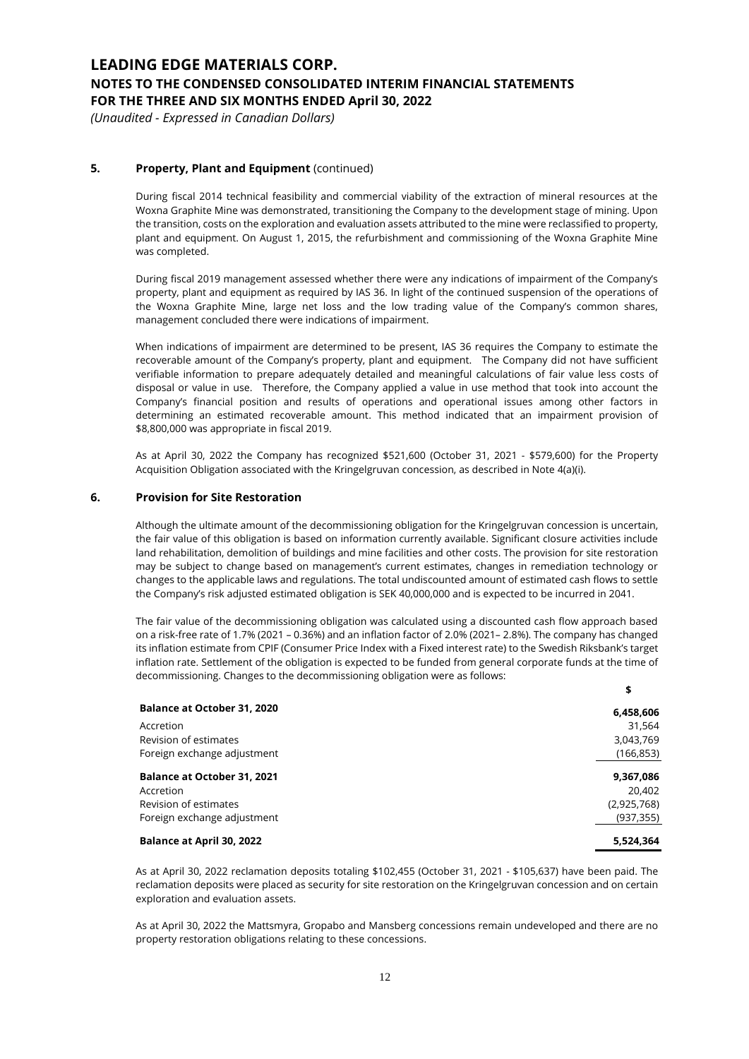### 5. Property, Plant and Equipment (continued)

During fiscal 2014 technical feasibility and commercial viability of the extraction of mineral resources at the Woxna Graphite Mine was demonstrated, transitioning the Company to the development stage of mining. Upon the transition, costs on the exploration and evaluation assets attributed to the mine were reclassified to property, plant and equipment. On August 1, 2015, the refurbishment and commissioning of the Woxna Graphite Mine was completed.

During fiscal 2019 management assessed whether there were any indications of impairment of the Company's property, plant and equipment as required by IAS 36. In light of the continued suspension of the operations of the Woxna Graphite Mine, large net loss and the low trading value of the Company's common shares, management concluded there were indications of impairment.

When indications of impairment are determined to be present, IAS 36 requires the Company to estimate the recoverable amount of the Company's property, plant and equipment. The Company did not have sufficient verifiable information to prepare adequately detailed and meaningful calculations of fair value less costs of disposal or value in use. Therefore, the Company applied a value in use method that took into account the Company's financial position and results of operations and operational issues among other factors in determining an estimated recoverable amount. This method indicated that an impairment provision of $8,800,000 was appropriate in fiscal 2019.

As at April 30, 2022 the Company has recognized $521,600 (October 31, 2021 - $579,600) for the Property Acquisition Obligation associated with the Kringelgruvan concession, as described in Note 4(a)(i).

### 6. Provision for Site Restoration

Although the ultimate amount of the decommissioning obligation for the Kringelgruvan concession is uncertain, the fair value of this obligation is based on information currently available. Significant closure activities include land rehabilitation, demolition of buildings and mine facilities and other costs. The provision for site restoration may be subject to change based on management's current estimates, changes in remediation technology or changes to the applicable laws and regulations. The total undiscounted amount of estimated cash flows to settle the Company's risk adjusted estimated obligation is SEK 40,000,000 and is expected to be incurred in 2041.

The fair value of the decommissioning obligation was calculated using a discounted cash flow approach based on a risk-free rate of 1.7% (2021 – 0.36%) and an inflation factor of 2.0% (2021– 2.8%). The company has changed its inflation estimate from CPIF (Consumer Price Index with a Fixed interest rate) to the Swedish Riksbank's target inflation rate. Settlement of the obligation is expected to be funded from general corporate funds at the time of decommissioning. Changes to the decommissioning obligation were as follows:

| | $ |
|---|---|
| **Balance at October 31, 2020** | **6,458,606** |
| Accretion | 31,564 |
| Revision of estimates | 3,043,769 |
| Foreign exchange adjustment | (166,853) |
| **Balance at October 31, 2021** | **9,367,086** |
| Accretion | 20,402 |
| Revision of estimates | (2,925,768) |
| Foreign exchange adjustment | (937,355) |
| **Balance at April 30, 2022** | **5,524,364** |

As at April 30, 2022 reclamation deposits totaling $102,455 (October 31, 2021 - $105,637) have been paid. The reclamation deposits were placed as security for site restoration on the Kringelgruvan concession and on certain exploration and evaluation assets.

As at April 30, 2022 the Mattsmyra, Gropabo and Mansberg concessions remain undeveloped and there are no property restoration obligations relating to these concessions.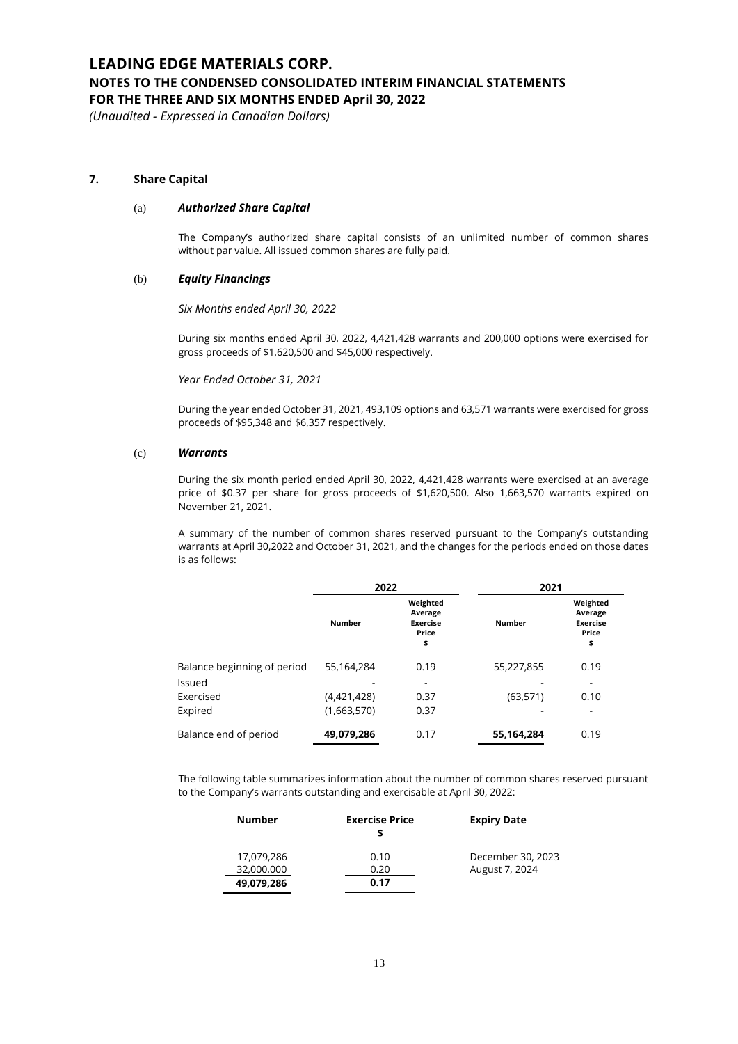# LEADING EDGE MATERIALS CORP.

## NOTES TO THE CONDENSED CONSOLIDATED INTERIM FINANCIAL STATEMENTS

## FOR THE THREE AND SIX MONTHS ENDED April 30, 2022

*(Unaudited - Expressed in Canadian Dollars)*

### 7. Share Capital

#### (a) *Authorized Share Capital*

The Company's authorized share capital consists of an unlimited number of common shares without par value. All issued common shares are fully paid.

#### (b) *Equity Financings*

*Six Months ended April 30, 2022*

During six months ended April 30, 2022, 4,421,428 warrants and 200,000 options were exercised for gross proceeds of $1,620,500 and $45,000 respectively.

*Year Ended October 31, 2021*

During the year ended October 31, 2021, 493,109 options and 63,571 warrants were exercised for gross proceeds of $95,348 and $6,357 respectively.

#### (c) *Warrants*

During the six month period ended April 30, 2022, 4,421,428 warrants were exercised at an average price of $0.37 per share for gross proceeds of $1,620,500. Also 1,663,570 warrants expired on November 21, 2021.

A summary of the number of common shares reserved pursuant to the Company's outstanding warrants at April 30,2022 and October 31, 2021, and the changes for the periods ended on those dates is as follows:

| | 2022 | | 2021 | |
|---|---|---|---|---|
| | Number | Weighted Average Exercise Price $ | Number | Weighted Average Exercise Price $ |
| Balance beginning of period | 55,164,284 | 0.19 | 55,227,855 | 0.19 |
| Issued | - | - | - | - |
| Exercised | (4,421,428) | 0.37 | (63,571) | 0.10 |
| Expired | (1,663,570) | 0.37 | - | - |
| Balance end of period | **49,079,286** | 0.17 | **55,164,284** | 0.19 |

The following table summarizes information about the number of common shares reserved pursuant to the Company's warrants outstanding and exercisable at April 30, 2022:

| Number | Exercise Price $ | Expiry Date |
|---|---|---|
| 17,079,286 | 0.10 | December 30, 2023 |
| 32,000,000 | 0.20 | August 7, 2024 |
| **49,079,286** | **0.17** | |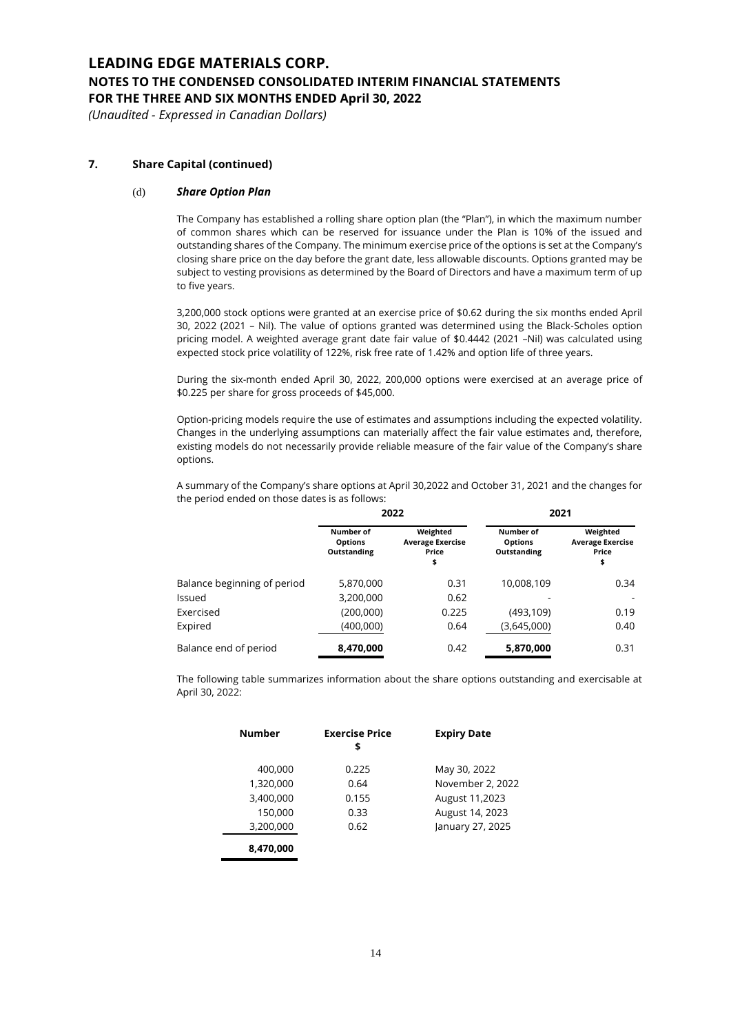## 7. Share Capital (continued)

### (d) *Share Option Plan*

The Company has established a rolling share option plan (the "Plan"), in which the maximum number of common shares which can be reserved for issuance under the Plan is 10% of the issued and outstanding shares of the Company. The minimum exercise price of the options is set at the Company's closing share price on the day before the grant date, less allowable discounts. Options granted may be subject to vesting provisions as determined by the Board of Directors and have a maximum term of up to five years.

3,200,000 stock options were granted at an exercise price of $0.62 during the six months ended April 30, 2022 (2021 – Nil). The value of options granted was determined using the Black-Scholes option pricing model. A weighted average grant date fair value of $0.4442 (2021 –Nil) was calculated using expected stock price volatility of 122%, risk free rate of 1.42% and option life of three years.

During the six-month ended April 30, 2022, 200,000 options were exercised at an average price of $0.225 per share for gross proceeds of $45,000.

Option-pricing models require the use of estimates and assumptions including the expected volatility. Changes in the underlying assumptions can materially affect the fair value estimates and, therefore, existing models do not necessarily provide reliable measure of the fair value of the Company's share options.

A summary of the Company's share options at April 30,2022 and October 31, 2021 and the changes for the period ended on those dates is as follows:

| | 2022 | | 2021 | |
|---|---|---|---|---|
| | Number of Options Outstanding | Weighted Average Exercise Price $ | Number of Options Outstanding | Weighted Average Exercise Price $ |
| Balance beginning of period | 5,870,000 | 0.31 | 10,008,109 | 0.34 |
| Issued | 3,200,000 | 0.62 | - | - |
| Exercised | (200,000) | 0.225 | (493,109) | 0.19 |
| Expired | (400,000) | 0.64 | (3,645,000) | 0.40 |
| Balance end of period | **8,470,000** | 0.42 | **5,870,000** | 0.31 |

The following table summarizes information about the share options outstanding and exercisable at April 30, 2022:

| Number | Exercise Price $ | Expiry Date |
|---|---|---|
| 400,000 | 0.225 | May 30, 2022 |
| 1,320,000 | 0.64 | November 2, 2022 |
| 3,400,000 | 0.155 | August 11,2023 |
| 150,000 | 0.33 | August 14, 2023 |
| 3,200,000 | 0.62 | January 27, 2025 |
| **8,470,000** | | |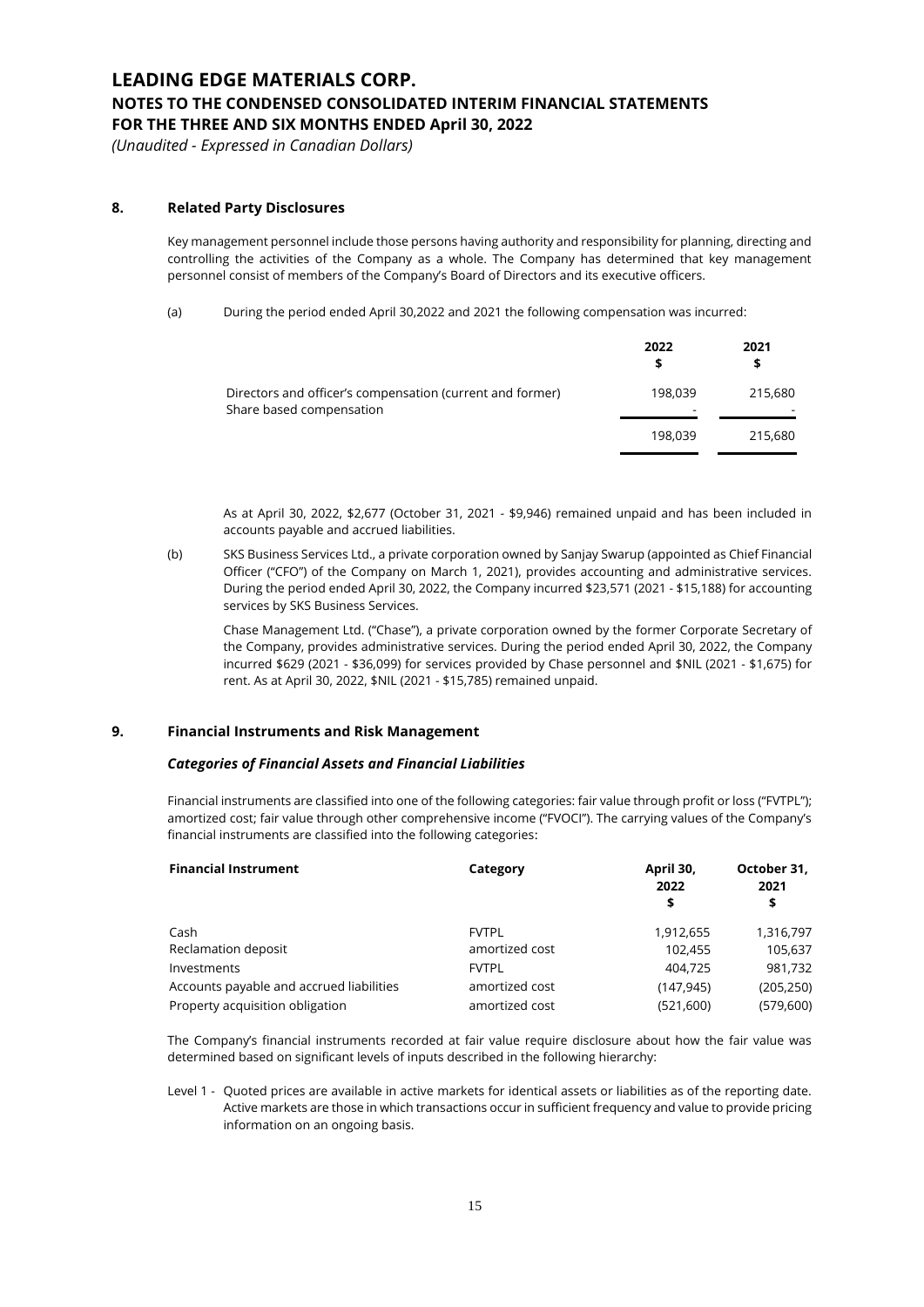# LEADING EDGE MATERIALS CORP.
## NOTES TO THE CONDENSED CONSOLIDATED INTERIM FINANCIAL STATEMENTS
## FOR THE THREE AND SIX MONTHS ENDED April 30, 2022
*(Unaudited - Expressed in Canadian Dollars)*

### 8. Related Party Disclosures

Key management personnel include those persons having authority and responsibility for planning, directing and controlling the activities of the Company as a whole. The Company has determined that key management personnel consist of members of the Company's Board of Directors and its executive officers.

(a) During the period ended April 30,2022 and 2021 the following compensation was incurred:

| | 2022<br>$ | 2021<br>$ |
|---|---|---|
| Directors and officer's compensation (current and former) | 198,039 | 215,680 |
| Share based compensation | - | - |
| | 198,039 | 215,680 |

As at April 30, 2022, $2,677 (October 31, 2021 - $9,946) remained unpaid and has been included in accounts payable and accrued liabilities.

(b) SKS Business Services Ltd., a private corporation owned by Sanjay Swarup (appointed as Chief Financial Officer ("CFO") of the Company on March 1, 2021), provides accounting and administrative services. During the period ended April 30, 2022, the Company incurred $23,571 (2021 - $15,188) for accounting services by SKS Business Services.

Chase Management Ltd. ("Chase"), a private corporation owned by the former Corporate Secretary of the Company, provides administrative services. During the period ended April 30, 2022, the Company incurred $629 (2021 - $36,099) for services provided by Chase personnel and $NIL (2021 - $1,675) for rent. As at April 30, 2022, $NIL (2021 - $15,785) remained unpaid.

### 9. Financial Instruments and Risk Management

***Categories of Financial Assets and Financial Liabilities***

Financial instruments are classified into one of the following categories: fair value through profit or loss ("FVTPL"); amortized cost; fair value through other comprehensive income ("FVOCI"). The carrying values of the Company's financial instruments are classified into the following categories:

| Financial Instrument | Category | April 30, 2022<br>$ | October 31, 2021<br>$ |
|---|---|---|---|
| Cash | FVTPL | 1,912,655 | 1,316,797 |
| Reclamation deposit | amortized cost | 102,455 | 105,637 |
| Investments | FVTPL | 404,725 | 981,732 |
| Accounts payable and accrued liabilities | amortized cost | (147,945) | (205,250) |
| Property acquisition obligation | amortized cost | (521,600) | (579,600) |

The Company's financial instruments recorded at fair value require disclosure about how the fair value was determined based on significant levels of inputs described in the following hierarchy:

Level 1 - Quoted prices are available in active markets for identical assets or liabilities as of the reporting date. Active markets are those in which transactions occur in sufficient frequency and value to provide pricing information on an ongoing basis.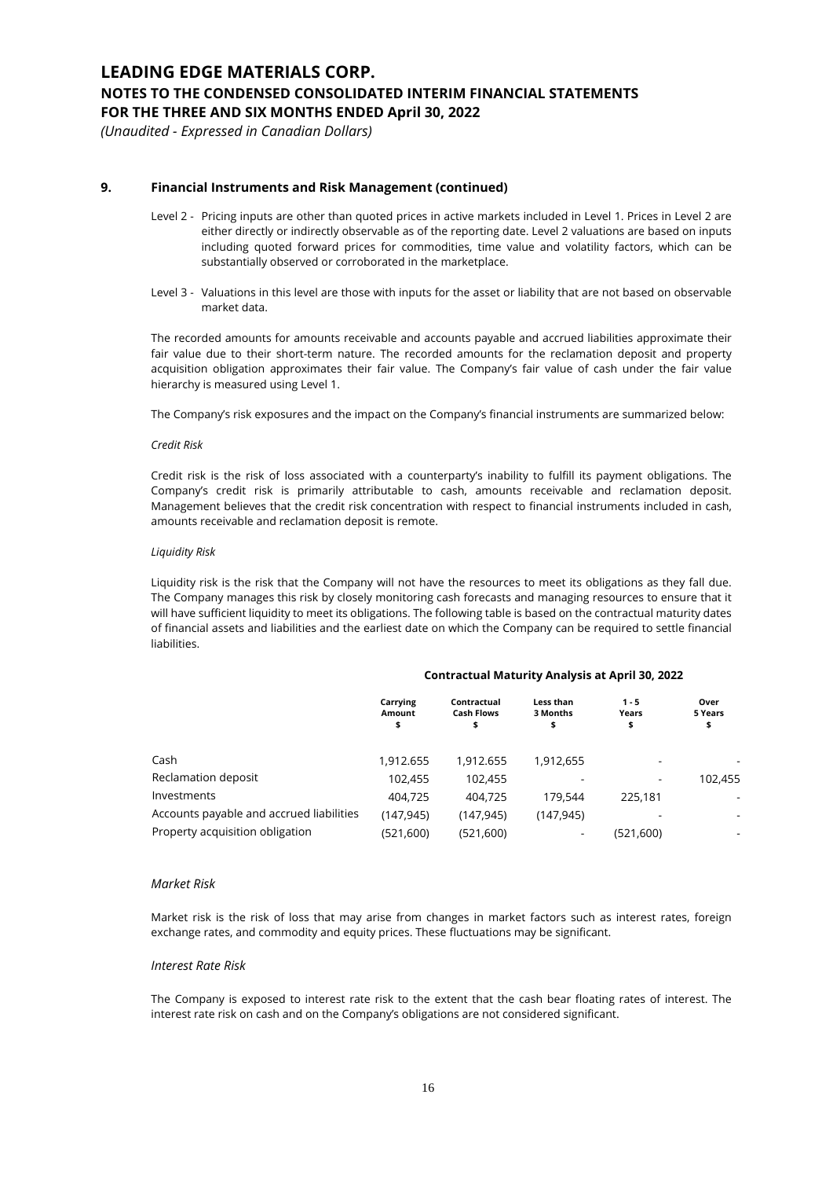## 9. Financial Instruments and Risk Management (continued)

Level 2 - Pricing inputs are other than quoted prices in active markets included in Level 1. Prices in Level 2 are either directly or indirectly observable as of the reporting date. Level 2 valuations are based on inputs including quoted forward prices for commodities, time value and volatility factors, which can be substantially observed or corroborated in the marketplace.

Level 3 - Valuations in this level are those with inputs for the asset or liability that are not based on observable market data.

The recorded amounts for amounts receivable and accounts payable and accrued liabilities approximate their fair value due to their short-term nature. The recorded amounts for the reclamation deposit and property acquisition obligation approximates their fair value. The Company's fair value of cash under the fair value hierarchy is measured using Level 1.

The Company's risk exposures and the impact on the Company's financial instruments are summarized below:

*Credit Risk*

Credit risk is the risk of loss associated with a counterparty's inability to fulfill its payment obligations. The Company's credit risk is primarily attributable to cash, amounts receivable and reclamation deposit. Management believes that the credit risk concentration with respect to financial instruments included in cash, amounts receivable and reclamation deposit is remote.

*Liquidity Risk*

Liquidity risk is the risk that the Company will not have the resources to meet its obligations as they fall due. The Company manages this risk by closely monitoring cash forecasts and managing resources to ensure that it will have sufficient liquidity to meet its obligations. The following table is based on the contractual maturity dates of financial assets and liabilities and the earliest date on which the Company can be required to settle financial liabilities.

**Contractual Maturity Analysis at April 30, 2022**

| | Carrying Amount $ | Contractual Cash Flows $ | Less than 3 Months $ | 1 - 5 Years $ | Over 5 Years $ |
|---|---|---|---|---|---|
| Cash | 1,912.655 | 1,912.655 | 1,912,655 | - | - |
| Reclamation deposit | 102,455 | 102,455 | - | - | 102,455 |
| Investments | 404,725 | 404,725 | 179,544 | 225,181 | - |
| Accounts payable and accrued liabilities | (147,945) | (147,945) | (147,945) | - | - |
| Property acquisition obligation | (521,600) | (521,600) | - | (521,600) | - |

*Market Risk*

Market risk is the risk of loss that may arise from changes in market factors such as interest rates, foreign exchange rates, and commodity and equity prices. These fluctuations may be significant.

*Interest Rate Risk*

The Company is exposed to interest rate risk to the extent that the cash bear floating rates of interest. The interest rate risk on cash and on the Company's obligations are not considered significant.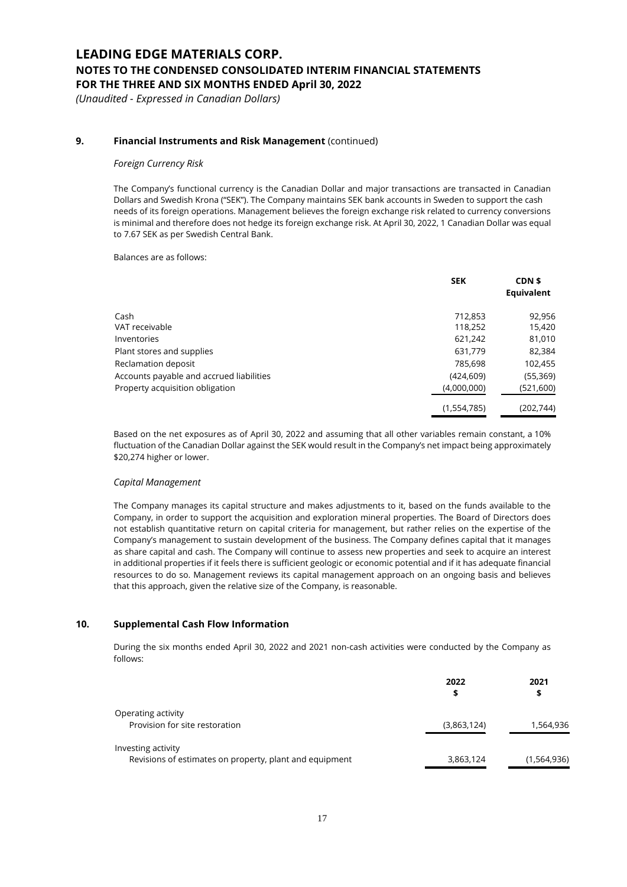## 9. Financial Instruments and Risk Management (continued)

*Foreign Currency Risk*

The Company's functional currency is the Canadian Dollar and major transactions are transacted in Canadian Dollars and Swedish Krona ("SEK"). The Company maintains SEK bank accounts in Sweden to support the cash needs of its foreign operations. Management believes the foreign exchange risk related to currency conversions is minimal and therefore does not hedge its foreign exchange risk. At April 30, 2022, 1 Canadian Dollar was equal to 7.67 SEK as per Swedish Central Bank.

Balances are as follows:

| | SEK | CDN $ Equivalent |
|---|---|---|
| Cash | 712,853 | 92,956 |
| VAT receivable | 118,252 | 15,420 |
| Inventories | 621,242 | 81,010 |
| Plant stores and supplies | 631,779 | 82,384 |
| Reclamation deposit | 785,698 | 102,455 |
| Accounts payable and accrued liabilities | (424,609) | (55,369) |
| Property acquisition obligation | (4,000,000) | (521,600) |
| | (1,554,785) | (202,744) |

Based on the net exposures as of April 30, 2022 and assuming that all other variables remain constant, a 10% fluctuation of the Canadian Dollar against the SEK would result in the Company's net impact being approximately $20,274 higher or lower.

*Capital Management*

The Company manages its capital structure and makes adjustments to it, based on the funds available to the Company, in order to support the acquisition and exploration mineral properties. The Board of Directors does not establish quantitative return on capital criteria for management, but rather relies on the expertise of the Company's management to sustain development of the business. The Company defines capital that it manages as share capital and cash. The Company will continue to assess new properties and seek to acquire an interest in additional properties if it feels there is sufficient geologic or economic potential and if it has adequate financial resources to do so. Management reviews its capital management approach on an ongoing basis and believes that this approach, given the relative size of the Company, is reasonable.

## 10. Supplemental Cash Flow Information

During the six months ended April 30, 2022 and 2021 non-cash activities were conducted by the Company as follows:

| | 2022 $ | 2021 $ |
|---|---|---|
| Operating activity | | |
| Provision for site restoration | (3,863,124) | 1,564,936 |
| Investing activity | | |
| Revisions of estimates on property, plant and equipment | 3,863,124 | (1,564,936) |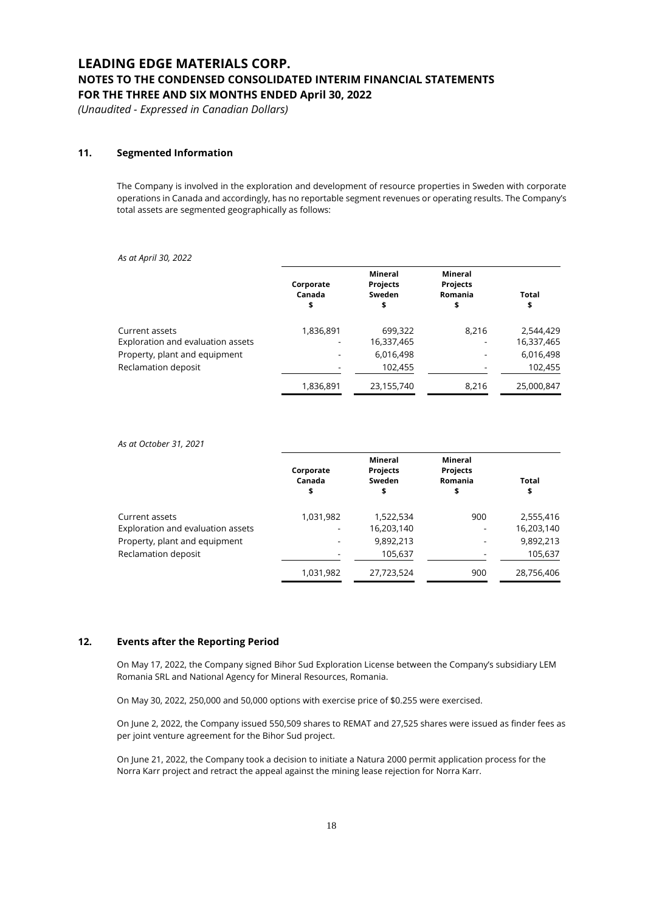## 11. Segmented Information

The Company is involved in the exploration and development of resource properties in Sweden with corporate operations in Canada and accordingly, has no reportable segment revenues or operating results. The Company's total assets are segmented geographically as follows:

*As at April 30, 2022*

| | Corporate Canada $ | Mineral Projects Sweden $ | Mineral Projects Romania $ | Total $ |
|---|---|---|---|---|
| Current assets | 1,836,891 | 699,322 | 8,216 | 2,544,429 |
| Exploration and evaluation assets | - | 16,337,465 | - | 16,337,465 |
| Property, plant and equipment | - | 6,016,498 | - | 6,016,498 |
| Reclamation deposit | - | 102,455 | - | 102,455 |
| | 1,836,891 | 23,155,740 | 8,216 | 25,000,847 |

*As at October 31, 2021*

| | Corporate Canada $ | Mineral Projects Sweden $ | Mineral Projects Romania $ | Total $ |
|---|---|---|---|---|
| Current assets | 1,031,982 | 1,522,534 | 900 | 2,555,416 |
| Exploration and evaluation assets | - | 16,203,140 | - | 16,203,140 |
| Property, plant and equipment | - | 9,892,213 | - | 9,892,213 |
| Reclamation deposit | - | 105,637 | - | 105,637 |
| | 1,031,982 | 27,723,524 | 900 | 28,756,406 |

## 12. Events after the Reporting Period

On May 17, 2022, the Company signed Bihor Sud Exploration License between the Company's subsidiary LEM Romania SRL and National Agency for Mineral Resources, Romania.

On May 30, 2022, 250,000 and 50,000 options with exercise price of $0.255 were exercised.

On June 2, 2022, the Company issued 550,509 shares to REMAT and 27,525 shares were issued as finder fees as per joint venture agreement for the Bihor Sud project.

On June 21, 2022, the Company took a decision to initiate a Natura 2000 permit application process for the Norra Karr project and retract the appeal against the mining lease rejection for Norra Karr.